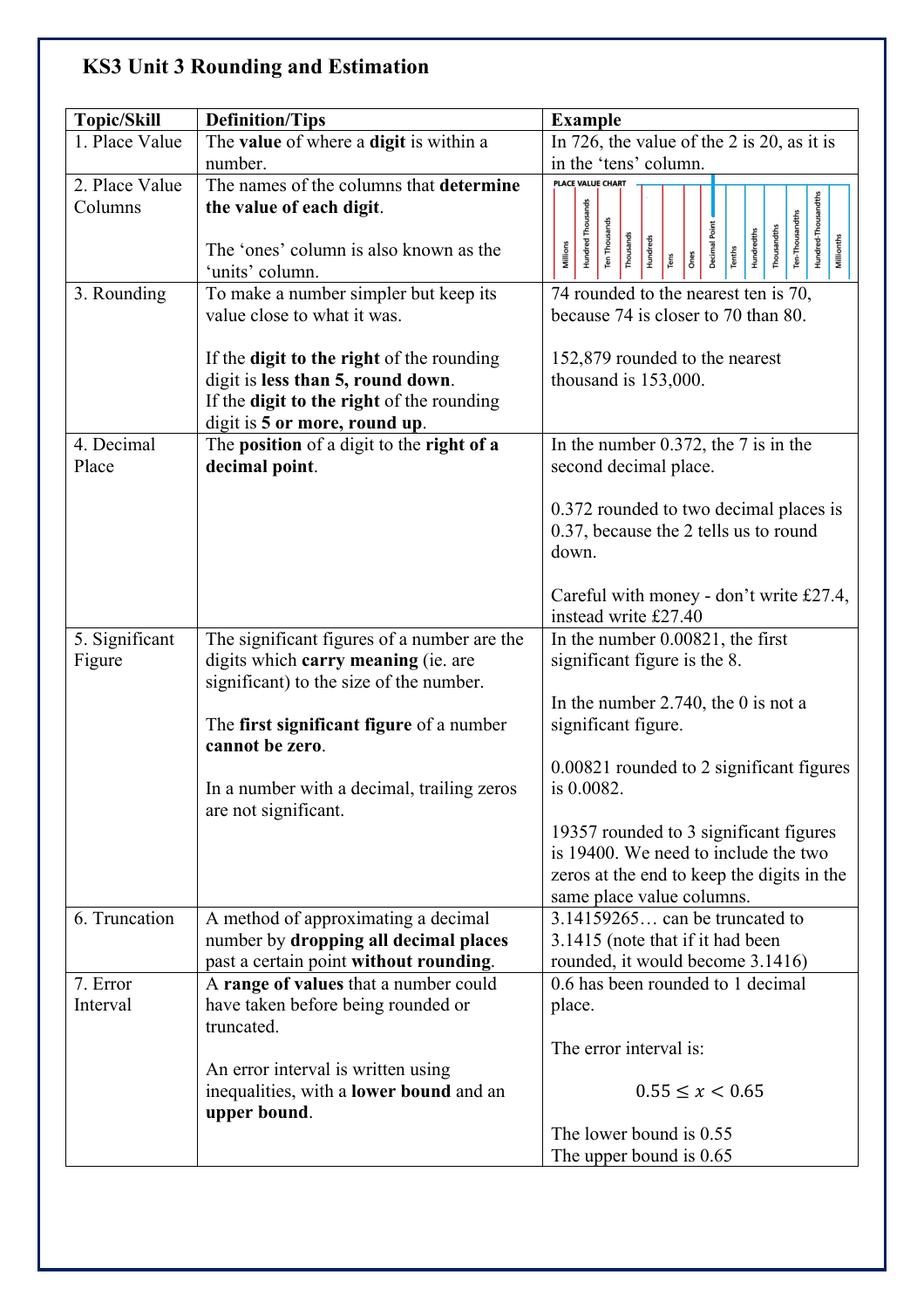## KS3 Unit 3 Rounding and Estimation

| Topic/Skill | Definition/Tips | Example |
|---|---|---|
| 1. Place Value | The **value** of where a **digit** is within a number. | In 726, the value of the 2 is 20, as it is in the 'tens' column. |
| 2. Place Value Columns | The names of the columns that **determine the value of each digit**.<br><br>The 'ones' column is also known as the 'units' column. | PLACE VALUE CHART<br>Millions, Hundred Thousands, Ten Thousands, Thousands, Hundreds, Tens, Ones, Decimal Point, Tenths, Hundredths, Thousandths, Ten-Thousandths, Hundred-Thousandths, Millionths |
| 3. Rounding | To make a number simpler but keep its value close to what it was.<br><br>If the **digit to the right** of the rounding digit is **less than 5, round down**.<br>If the **digit to the right** of the rounding digit is **5 or more, round up**. | 74 rounded to the nearest ten is 70, because 74 is closer to 70 than 80.<br><br>152,879 rounded to the nearest thousand is 153,000. |
| 4. Decimal Place | The **position** of a digit to the **right of a decimal point**. | In the number 0.372, the 7 is in the second decimal place.<br><br>0.372 rounded to two decimal places is 0.37, because the 2 tells us to round down.<br><br>Careful with money - don't write £27.4, instead write £27.40 |
| 5. Significant Figure | The significant figures of a number are the digits which **carry meaning** (ie. are significant) to the size of the number.<br><br>The **first significant figure** of a number **cannot be zero**.<br><br>In a number with a decimal, trailing zeros are not significant. | In the number 0.00821, the first significant figure is the 8.<br><br>In the number 2.740, the 0 is not a significant figure.<br><br>0.00821 rounded to 2 significant figures is 0.0082.<br><br>19357 rounded to 3 significant figures is 19400. We need to include the two zeros at the end to keep the digits in the same place value columns. |
| 6. Truncation | A method of approximating a decimal number by **dropping all decimal places** past a certain point **without rounding**. | 3.14159265… can be truncated to 3.1415 (note that if it had been rounded, it would become 3.1416) |
| 7. Error Interval | A **range of values** that a number could have taken before being rounded or truncated.<br><br>An error interval is written using inequalities, with a **lower bound** and an **upper bound**. | 0.6 has been rounded to 1 decimal place.<br><br>The error interval is:<br><br>$0.55 \leq x < 0.65$<br><br>The lower bound is 0.55<br>The upper bound is 0.65 |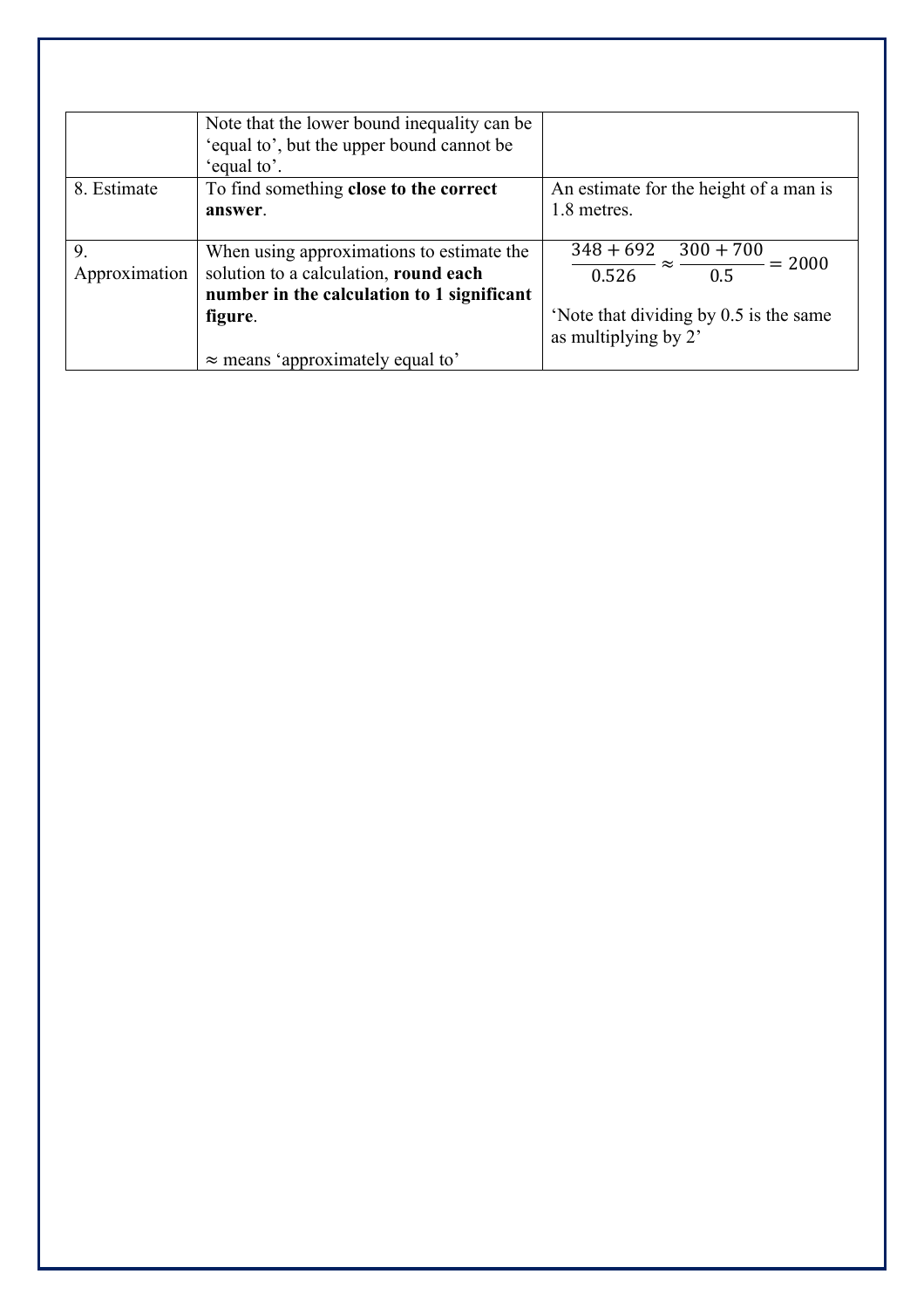| | | |
|---|---|---|
| | Note that the lower bound inequality can be 'equal to', but the upper bound cannot be 'equal to'. | |
| 8. Estimate | To find something **close to the correct answer**. | An estimate for the height of a man is 1.8 metres. |
| 9. Approximation | When using approximations to estimate the solution to a calculation, **round each number in the calculation to 1 significant figure**.<br><br>$\approx$ means 'approximately equal to' | $\frac{348 + 692}{0.526} \approx \frac{300 + 700}{0.5} = 2000$<br><br>'Note that dividing by 0.5 is the same as multiplying by 2' |